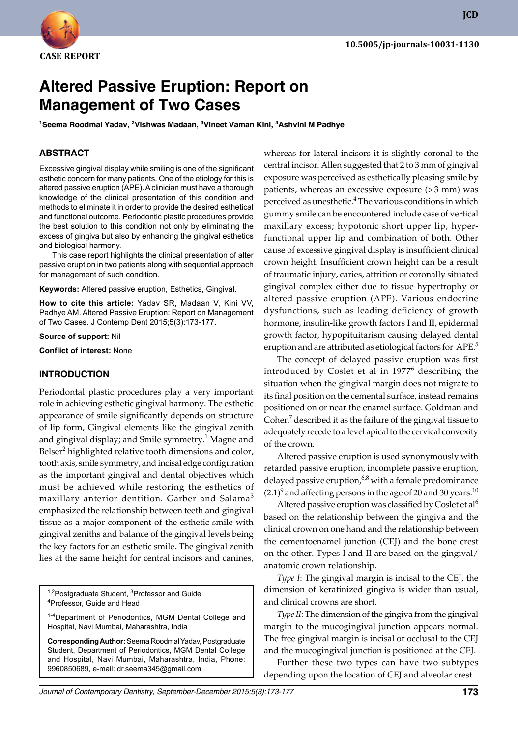CASE REPORT

10.5005/jp-journals-10031-1130

# Altered Passive Eruption: Report on Management of Two Cases

[1]Seema Roodmal Yadav, [2]Vishwas Madaan, [3]Vineet Vaman Kini, [4]Ashvini M Padhye

## ABSTRACT

Excessive gingival display while smiling is one of the significant esthetic concern for many patients. One of the etiology for this is altered passive eruption (APE). A clinician must have a thorough knowledge of the clinical presentation of this condition and methods to eliminate it in order to provide the desired esthetical and functional outcome. Periodontic plastic procedures provide the best solution to this condition not only by eliminating the excess of gingiva but also by enhancing the gingival esthetics and biological harmony.

This case report highlights the clinical presentation of alter passive eruption in two patients along with sequential approach for management of such condition.

**Keywords:** Altered passive eruption, Esthetics, Gingival.

**How to cite this article:** Yadav SR, Madaan V, Kini VV, Padhye AM. Altered Passive Eruption: Report on Management of Two Cases. J Contemp Dent 2015;5(3):173-177.

**Source of support:** Nil

**Conflict of interest:** None

## INTRODUCTION

Periodontal plastic procedures play a very important role in achieving esthetic gingival harmony. The esthetic appearance of smile significantly depends on structure of lip form, Gingival elements like the gingival zenith and gingival display; and Smile symmetry.[1] Magne and Belser[2] highlighted relative tooth dimensions and color, tooth axis, smile symmetry, and incisal edge configuration as the important gingival and dental objectives which must be achieved while restoring the esthetics of maxillary anterior dentition. Garber and Salama[3] emphasized the relationship between teeth and gingival tissue as a major component of the esthetic smile with gingival zeniths and balance of the gingival levels being the key factors for an esthetic smile. The gingival zenith lies at the same height for central incisors and canines, whereas for lateral incisors it is slightly coronal to the central incisor. Allen suggested that 2 to 3 mm of gingival exposure was perceived as esthetically pleasing smile by patients, whereas an excessive exposure (>3 mm) was perceived as unesthetic.[4] The various conditions in which gummy smile can be encountered include case of vertical maxillary excess; hypotonic short upper lip, hyper-functional upper lip and combination of both. Other cause of excessive gingival display is insufficient clinical crown height. Insufficient crown height can be a result of traumatic injury, caries, attrition or coronally situated gingival complex either due to tissue hypertrophy or altered passive eruption (APE). Various endocrine dysfunctions, such as leading deficiency of growth hormone, insulin-like growth factors I and II, epidermal growth factor, hypopituitarism causing delayed dental eruption and are attributed as etiological factors for APE.[5]

The concept of delayed passive eruption was first introduced by Coslet et al in 1977[6] describing the situation when the gingival margin does not migrate to its final position on the cemental surface, instead remains positioned on or near the enamel surface. Goldman and Cohen[7] described it as the failure of the gingival tissue to adequately recede to a level apical to the cervical convexity of the crown.

Altered passive eruption is used synonymously with retarded passive eruption, incomplete passive eruption, delayed passive eruption,[6,8] with a female predominance (2:1)[9] and affecting persons in the age of 20 and 30 years.[10]

Altered passive eruption was classified by Coslet et al[6] based on the relationship between the gingiva and the clinical crown on one hand and the relationship between the cementoenamel junction (CEJ) and the bone crest on the other. Types I and II are based on the gingival/anatomic crown relationship.

*Type I*: The gingival margin is incisal to the CEJ, the dimension of keratinized gingiva is wider than usual, and clinical crowns are short.

*Type II*: The dimension of the gingiva from the gingival margin to the mucogingival junction appears normal. The free gingival margin is incisal or occlusal to the CEJ and the mucogingival junction is positioned at the CEJ.

Further these two types can have two subtypes depending upon the location of CEJ and alveolar crest.

[1,2]Postgraduate Student, [3]Professor and Guide
[4]Professor, Guide and Head

[1-4]Department of Periodontics, MGM Dental College and Hospital, Navi Mumbai, Maharashtra, India

**Corresponding Author:** Seema Roodmal Yadav, Postgraduate Student, Department of Periodontics, MGM Dental College and Hospital, Navi Mumbai, Maharashtra, India, Phone: 9960850689, e-mail: dr.seema345@gmail.com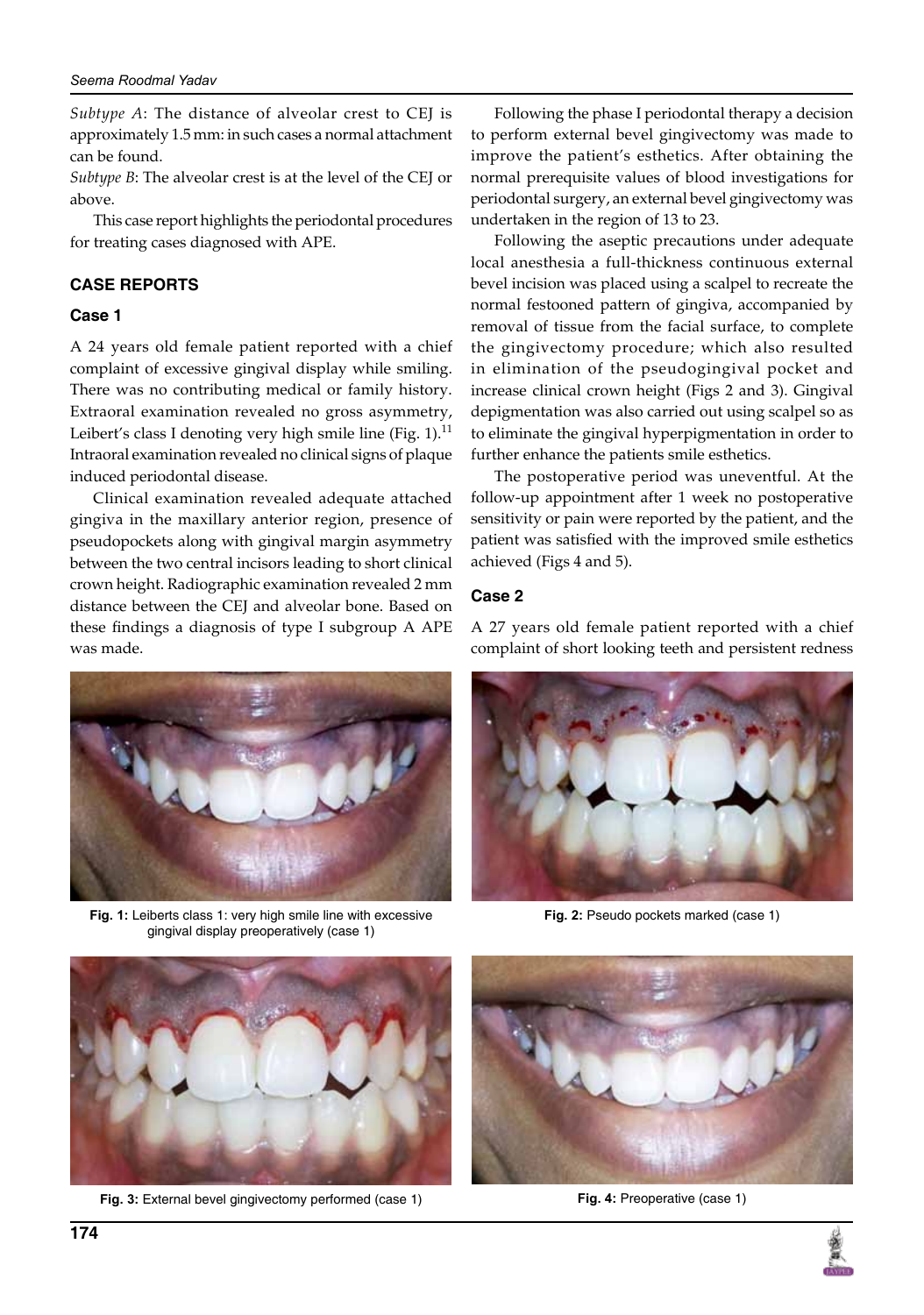*Subtype A*: The distance of alveolar crest to CEJ is approximately 1.5 mm: in such cases a normal attachment can be found.

*Subtype B*: The alveolar crest is at the level of the CEJ or above.

This case report highlights the periodontal procedures for treating cases diagnosed with APE.

## CASE REPORTS

### Case 1

A 24 years old female patient reported with a chief complaint of excessive gingival display while smiling. There was no contributing medical or family history. Extraoral examination revealed no gross asymmetry, Leibert's class I denoting very high smile line (Fig. 1).[11] Intraoral examination revealed no clinical signs of plaque induced periodontal disease.

Clinical examination revealed adequate attached gingiva in the maxillary anterior region, presence of pseudopockets along with gingival margin asymmetry between the two central incisors leading to short clinical crown height. Radiographic examination revealed 2 mm distance between the CEJ and alveolar bone. Based on these findings a diagnosis of type I subgroup A APE was made.

Fig. 1: Leiberts class 1: very high smile line with excessive gingival display preoperatively (case 1)

Fig. 2: Pseudo pockets marked (case 1)

Fig. 3: External bevel gingivectomy performed (case 1)

Fig. 4: Preoperative (case 1)

Following the phase I periodontal therapy a decision to perform external bevel gingivectomy was made to improve the patient's esthetics. After obtaining the normal prerequisite values of blood investigations for periodontal surgery, an external bevel gingivectomy was undertaken in the region of 13 to 23.

Following the aseptic precautions under adequate local anesthesia a full-thickness continuous external bevel incision was placed using a scalpel to recreate the normal festooned pattern of gingiva, accompanied by removal of tissue from the facial surface, to complete the gingivectomy procedure; which also resulted in elimination of the pseudogingival pocket and increase clinical crown height (Figs 2 and 3). Gingival depigmentation was also carried out using scalpel so as to eliminate the gingival hyperpigmentation in order to further enhance the patients smile esthetics.

The postoperative period was uneventful. At the follow-up appointment after 1 week no postoperative sensitivity or pain were reported by the patient, and the patient was satisfied with the improved smile esthetics achieved (Figs 4 and 5).

### Case 2

A 27 years old female patient reported with a chief complaint of short looking teeth and persistent redness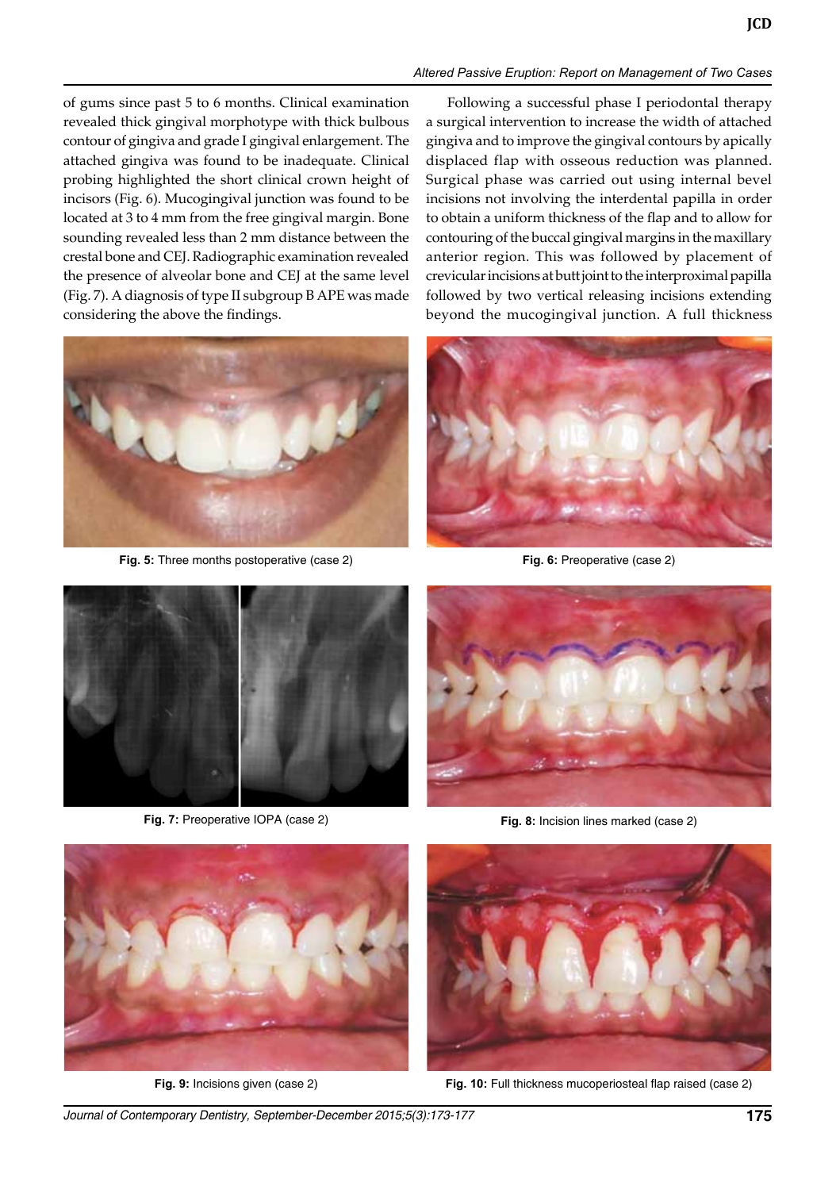of gums since past 5 to 6 months. Clinical examination revealed thick gingival morphotype with thick bulbous contour of gingiva and grade I gingival enlargement. The attached gingiva was found to be inadequate. Clinical probing highlighted the short clinical crown height of incisors (Fig. 6). Mucogingival junction was found to be located at 3 to 4 mm from the free gingival margin. Bone sounding revealed less than 2 mm distance between the crestal bone and CEJ. Radiographic examination revealed the presence of alveolar bone and CEJ at the same level (Fig. 7). A diagnosis of type II subgroup B APE was made considering the above the findings.

Following a successful phase I periodontal therapy a surgical intervention to increase the width of attached gingiva and to improve the gingival contours by apically displaced flap with osseous reduction was planned. Surgical phase was carried out using internal bevel incisions not involving the interdental papilla in order to obtain a uniform thickness of the flap and to allow for contouring of the buccal gingival margins in the maxillary anterior region. This was followed by placement of crevicular incisions at butt joint to the interproximal papilla followed by two vertical releasing incisions extending beyond the mucogingival junction. A full thickness

**Fig. 5:** Three months postoperative (case 2)

**Fig. 6:** Preoperative (case 2)

**Fig. 7:** Preoperative IOPA (case 2)

**Fig. 8:** Incision lines marked (case 2)

**Fig. 9:** Incisions given (case 2)

**Fig. 10:** Full thickness mucoperiosteal flap raised (case 2)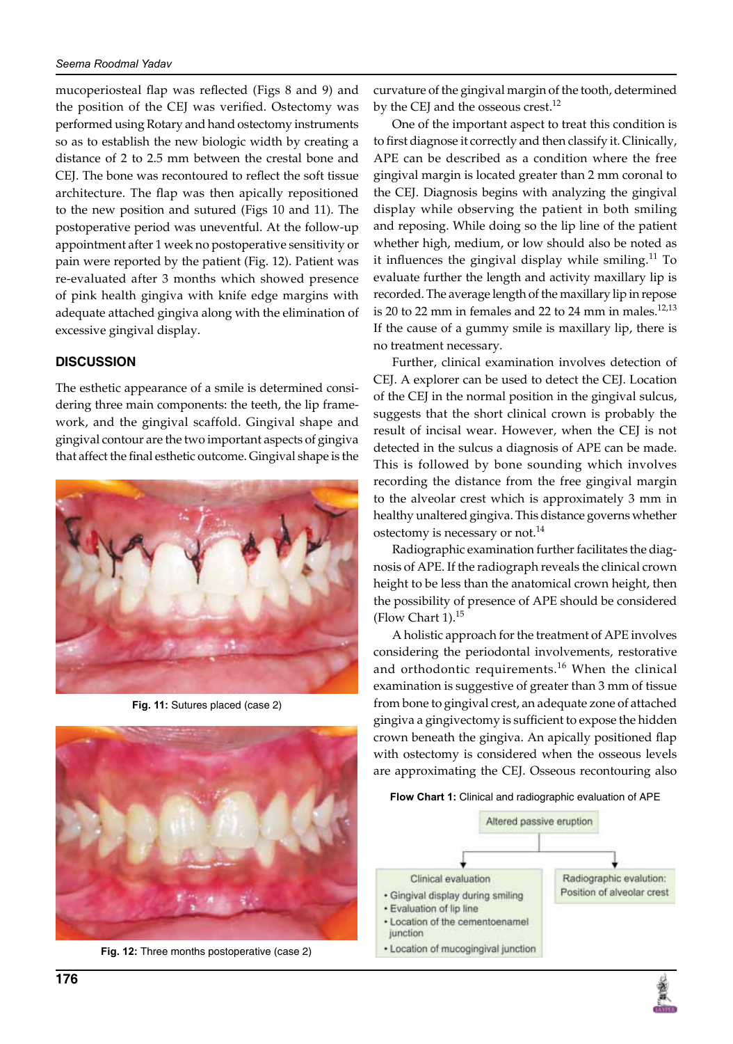mucoperiosteal flap was reflected (Figs 8 and 9) and the position of the CEJ was verified. Ostectomy was performed using Rotary and hand ostectomy instruments so as to establish the new biologic width by creating a distance of 2 to 2.5 mm between the crestal bone and CEJ. The bone was recontoured to reflect the soft tissue architecture. The flap was then apically repositioned to the new position and sutured (Figs 10 and 11). The postoperative period was uneventful. At the follow-up appointment after 1 week no postoperative sensitivity or pain were reported by the patient (Fig. 12). Patient was re-evaluated after 3 months which showed presence of pink health gingiva with knife edge margins with adequate attached gingiva along with the elimination of excessive gingival display.

## DISCUSSION

The esthetic appearance of a smile is determined considering three main components: the teeth, the lip framework, and the gingival scaffold. Gingival shape and gingival contour are the two important aspects of gingiva that affect the final esthetic outcome. Gingival shape is the curvature of the gingival margin of the tooth, determined by the CEJ and the osseous crest.[12]

**Fig. 11:** Sutures placed (case 2)

**Fig. 12:** Three months postoperative (case 2)

One of the important aspect to treat this condition is to first diagnose it correctly and then classify it. Clinically, APE can be described as a condition where the free gingival margin is located greater than 2 mm coronal to the CEJ. Diagnosis begins with analyzing the gingival display while observing the patient in both smiling and reposing. While doing so the lip line of the patient whether high, medium, or low should also be noted as it influences the gingival display while smiling.[11] To evaluate further the length and activity maxillary lip is recorded. The average length of the maxillary lip in repose is 20 to 22 mm in females and 22 to 24 mm in males.[12,13] If the cause of a gummy smile is maxillary lip, there is no treatment necessary.

Further, clinical examination involves detection of CEJ. A explorer can be used to detect the CEJ. Location of the CEJ in the normal position in the gingival sulcus, suggests that the short clinical crown is probably the result of incisal wear. However, when the CEJ is not detected in the sulcus a diagnosis of APE can be made. This is followed by bone sounding which involves recording the distance from the free gingival margin to the alveolar crest which is approximately 3 mm in healthy unaltered gingiva. This distance governs whether ostectomy is necessary or not.[14]

Radiographic examination further facilitates the diagnosis of APE. If the radiograph reveals the clinical crown height to be less than the anatomical crown height, then the possibility of presence of APE should be considered (Flow Chart 1).[15]

A holistic approach for the treatment of APE involves considering the periodontal involvements, restorative and orthodontic requirements.[16] When the clinical examination is suggestive of greater than 3 mm of tissue from bone to gingival crest, an adequate zone of attached gingiva a gingivectomy is sufficient to expose the hidden crown beneath the gingiva. An apically positioned flap with ostectomy is considered when the osseous levels are approximating the CEJ. Osseous recontouring also

**Flow Chart 1:** Clinical and radiographic evaluation of APE

Altered passive eruption

- Clinical evaluation
  - Gingival display during smiling
  - Evaluation of lip line
  - Location of the cementoenamel junction
  - Location of mucogingival junction
- Radiographic evalution: Position of alveolar crest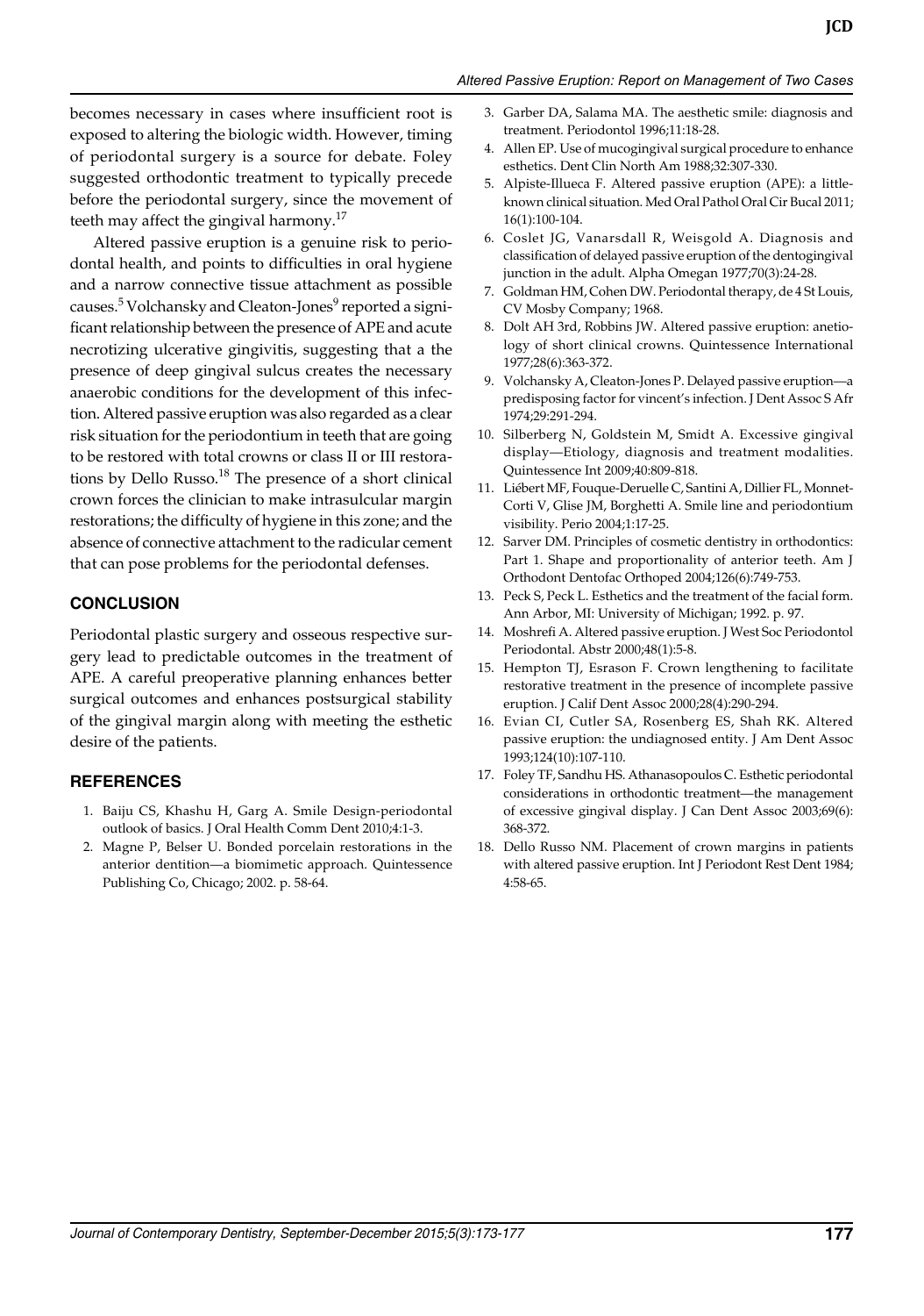becomes necessary in cases where insufficient root is exposed to altering the biologic width. However, timing of periodontal surgery is a source for debate. Foley suggested orthodontic treatment to typically precede before the periodontal surgery, since the movement of teeth may affect the gingival harmony.[17]

Altered passive eruption is a genuine risk to periodontal health, and points to difficulties in oral hygiene and a narrow connective tissue attachment as possible causes.[5] Volchansky and Cleaton-Jones[9] reported a significant relationship between the presence of APE and acute necrotizing ulcerative gingivitis, suggesting that a the presence of deep gingival sulcus creates the necessary anaerobic conditions for the development of this infection. Altered passive eruption was also regarded as a clear risk situation for the periodontium in teeth that are going to be restored with total crowns or class II or III restorations by Dello Russo.[18] The presence of a short clinical crown forces the clinician to make intrasulcular margin restorations; the difficulty of hygiene in this zone; and the absence of connective attachment to the radicular cement that can pose problems for the periodontal defenses.

## CONCLUSION

Periodontal plastic surgery and osseous respective surgery lead to predictable outcomes in the treatment of APE. A careful preoperative planning enhances better surgical outcomes and enhances postsurgical stability of the gingival margin along with meeting the esthetic desire of the patients.

## REFERENCES

1. Baiju CS, Khashu H, Garg A. Smile Design-periodontal outlook of basics. J Oral Health Comm Dent 2010;4:1-3.
2. Magne P, Belser U. Bonded porcelain restorations in the anterior dentition—a biomimetic approach. Quintessence Publishing Co, Chicago; 2002. p. 58-64.
3. Garber DA, Salama MA. The aesthetic smile: diagnosis and treatment. Periodontol 1996;11:18-28.
4. Allen EP. Use of mucogingival surgical procedure to enhance esthetics. Dent Clin North Am 1988;32:307-330.
5. Alpiste-Illueca F. Altered passive eruption (APE): a little-known clinical situation. Med Oral Pathol Oral Cir Bucal 2011; 16(1):100-104.
6. Coslet JG, Vanarsdall R, Weisgold A. Diagnosis and classification of delayed passive eruption of the dentogingival junction in the adult. Alpha Omegan 1977;70(3):24-28.
7. Goldman HM, Cohen DW. Periodontal therapy, de 4 St Louis, CV Mosby Company; 1968.
8. Dolt AH 3rd, Robbins JW. Altered passive eruption: anetiology of short clinical crowns. Quintessence International 1977;28(6):363-372.
9. Volchansky A, Cleaton-Jones P. Delayed passive eruption—a predisposing factor for vincent's infection. J Dent Assoc S Afr 1974;29:291-294.
10. Silberberg N, Goldstein M, Smidt A. Excessive gingival display—Etiology, diagnosis and treatment modalities. Quintessence Int 2009;40:809-818.
11. Liébert MF, Fouque-Deruelle C, Santini A, Dillier FL, Monnet-Corti V, Glise JM, Borghetti A. Smile line and periodontium visibility. Perio 2004;1:17-25.
12. Sarver DM. Principles of cosmetic dentistry in orthodontics: Part 1. Shape and proportionality of anterior teeth. Am J Orthodont Dentofac Orthoped 2004;126(6):749-753.
13. Peck S, Peck L. Esthetics and the treatment of the facial form. Ann Arbor, MI: University of Michigan; 1992. p. 97.
14. Moshrefi A. Altered passive eruption. J West Soc Periodontol Periodontal. Abstr 2000;48(1):5-8.
15. Hempton TJ, Esrason F. Crown lengthening to facilitate restorative treatment in the presence of incomplete passive eruption. J Calif Dent Assoc 2000;28(4):290-294.
16. Evian CI, Cutler SA, Rosenberg ES, Shah RK. Altered passive eruption: the undiagnosed entity. J Am Dent Assoc 1993;124(10):107-110.
17. Foley TF, Sandhu HS. Athanasopoulos C. Esthetic periodontal considerations in orthodontic treatment—the management of excessive gingival display. J Can Dent Assoc 2003;69(6): 368-372.
18. Dello Russo NM. Placement of crown margins in patients with altered passive eruption. Int J Periodont Rest Dent 1984; 4:58-65.